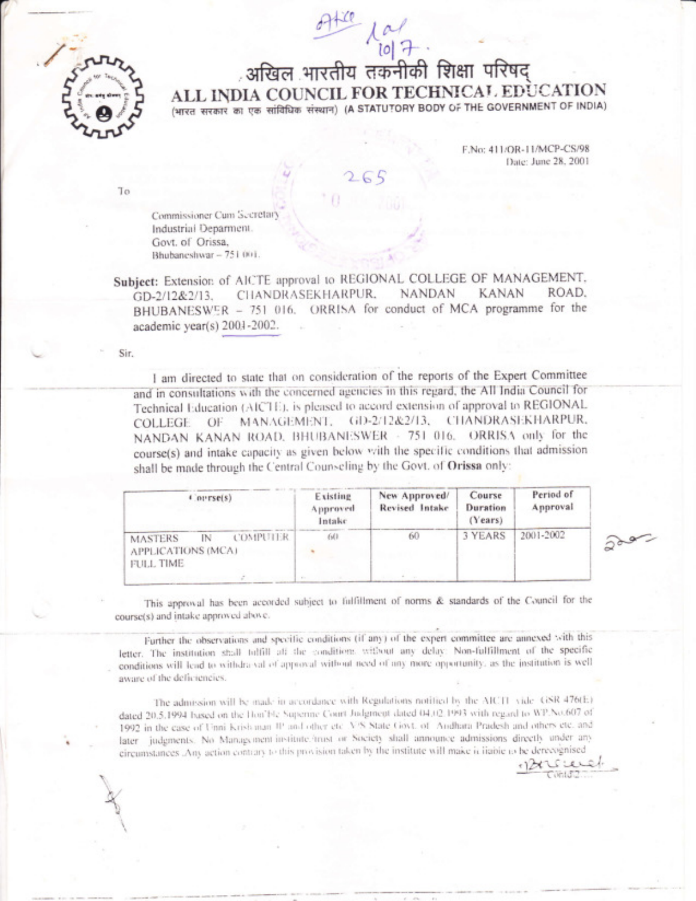# अखिल भारतीय तकनीकी शिक्षा परिषद्

# ALL INDIA COUNCIL FOR TECHNICAL EDUCATION

(भारत सरकार का एक सांविधिक संस्थान) (A STATUTORY BODY OF THE GOVERNMENT OF INDIA)

F.No: 411/OR-11/MCP-CS/98
Date: June 28, 2001

To

Commissioner Cum Secretary
Industrial Deparment.
Govt. of Orissa,
Bhubaneshwar – 751 001.

**Subject:** Extension of AICTE approval to REGIONAL COLLEGE OF MANAGEMENT, GD-2/12&2/13, CHANDRASEKHARPUR, NANDAN KANAN ROAD, BHUBANESWER – 751 016. ORRISA for conduct of MCA programme for the academic year(s) 2001-2002.

Sir,

I am directed to state that on consideration of the reports of the Expert Committee and in consultations with the concerned agencies in this regard, the All India Council for Technical Education (AICTE), is pleased to accord extension of approval to REGIONAL COLLEGE OF MANAGEMENT, GD-2/12&2/13, CHANDRASEKHARPUR, NANDAN KANAN ROAD, BHUBANESWER – 751 016. ORRISA only for the course(s) and intake capacity as given below with the specific conditions that admission shall be made through the Central Counseling by the Govt. of **Orissa** only:

| Course(s) | Existing Approved Intake | New Approved/ Revised Intake | Course Duration (Years) | Period of Approval |
|---|---|---|---|---|
| MASTERS IN COMPUTER APPLICATIONS (MCA) FULL TIME | 60 | 60 | 3 YEARS | 2001-2002 |

This approval has been accorded subject to fulfillment of norms & standards of the Council for the course(s) and intake approved above.

Further the observations and specific conditions (if any) of the expert committee are annexed with this letter. The institution shall fulfill all the conditions without any delay. Non-fulfillment of the specific conditions will lead to withdrawal of approval without need of any more opportunity, as the institution is well aware of the deficiencies.

The admission will be made in accordance with Regulations notified by the AICTE vide GSR 476(E) dated 20.5.1994 based on the Hon'ble Supreme Court Judgment dated 04.02.1993 with regard to WP No.607 of 1992 in the case of Unni Krishnan JP and other etc. V/S State Govt. of Andhara Pradesh and others etc. and later judgments. No Management institute/trust or Society shall announce admissions directly under any circumstances. Any action contrary to this provision taken by the institute will make it liable to be derecognised

Contd/2....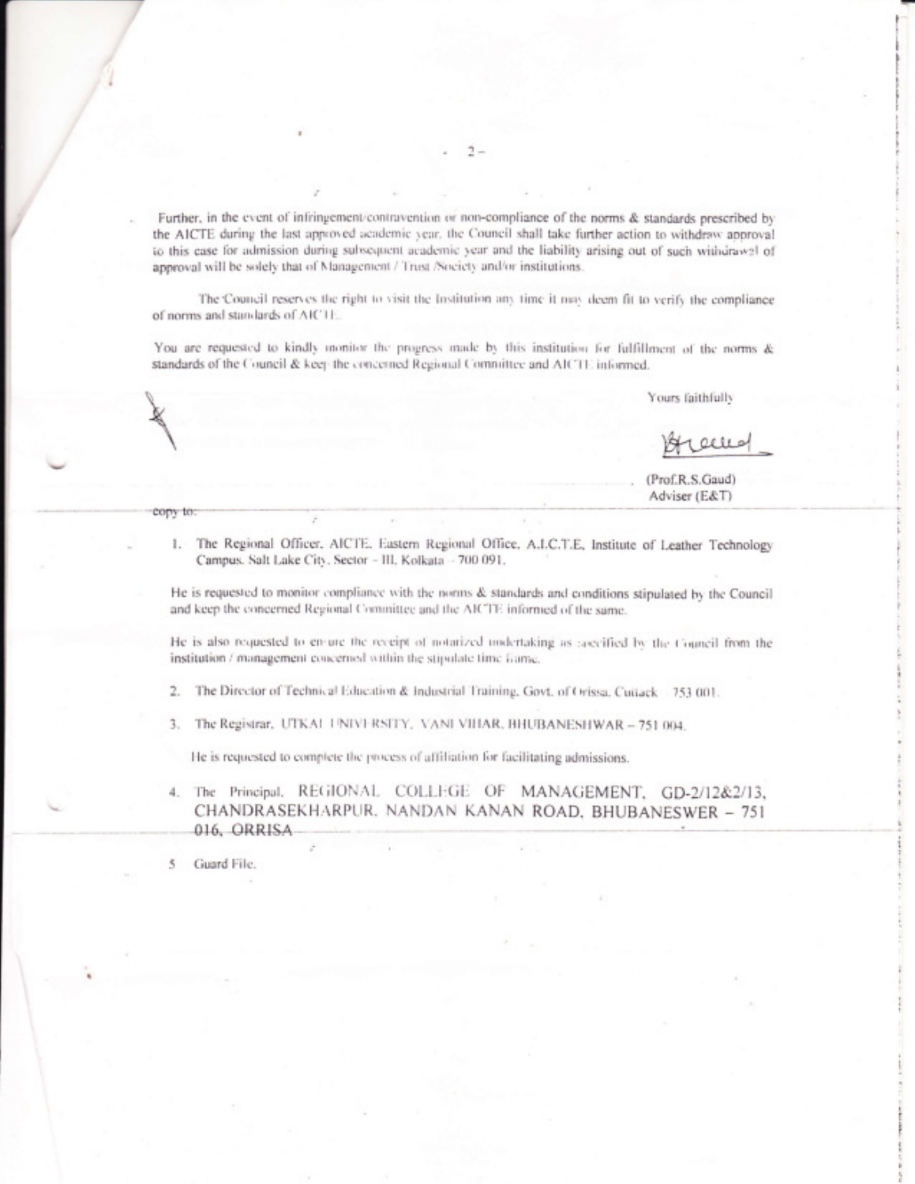Further, in the event of infringement/contravention or non-compliance of the norms & standards prescribed by the AICTE during the last approved academic year, the Council shall take further action to withdraw approval to this case for admission during subsequent academic year and the liability arising out of such withdrawal of approval will be solely that of Management / Trust /Society and/or institutions.

The Council reserves the right to visit the Institution any time it may deem fit to verify the compliance of norms and standards of AICTE.

You are requested to kindly monitor the progress made by this institution for fulfillment of the norms & standards of the Council & keep the concerned Regional Committee and AICTE informed.

Yours faithfully

(Prof.R.S.Gaud)
Adviser (E&T)

copy to:

1. The Regional Officer, AICTE, Eastern Regional Office, A.I.C.T.E. Institute of Leather Technology Campus, Salt Lake City, Sector – III, Kolkata – 700 091.

He is requested to monitor compliance with the norms & standards and conditions stipulated by the Council and keep the concerned Regional Committee and the AICTE informed of the same.

He is also requested to ensure the receipt of notarized undertaking as specified by the Council from the institution / management concerned within the stipulate time frame.

2. The Director of Technical Education & Industrial Training, Govt. of Orissa, Cuttack – 753 001.

3. The Registrar, UTKAL UNIVERSITY, VANI VIHAR, BHUBANESHWAR – 751 004.

He is requested to complete the process of affiliation for facilitating admissions.

4. The Principal, REGIONAL COLLEGE OF MANAGEMENT, GD-2/12&2/13, CHANDRASEKHARPUR, NANDAN KANAN ROAD, BHUBANESWER – 751 016, ORRISA

5. Guard File.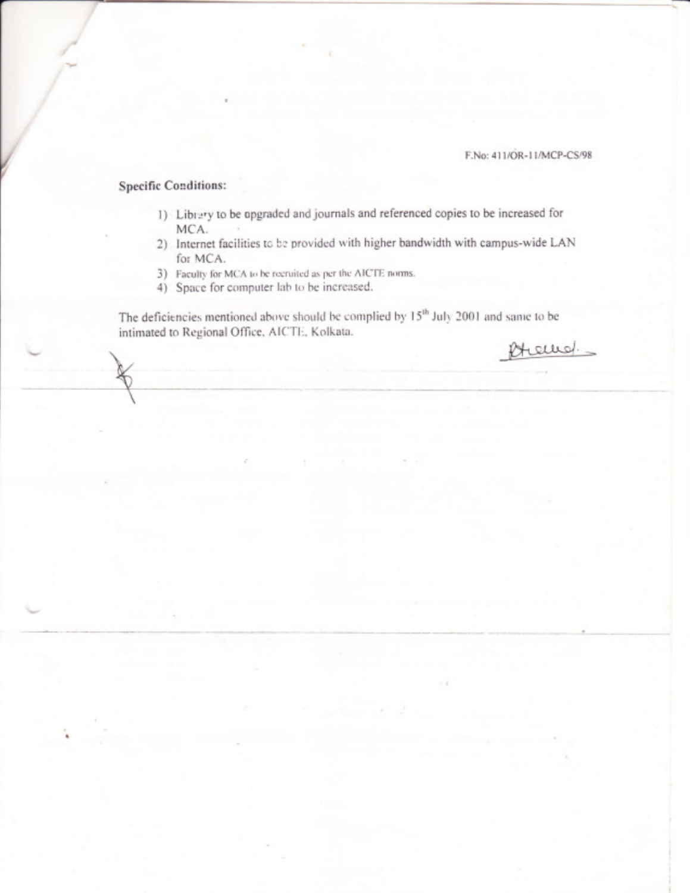F.No: 411/OR-11/MCP-CS/98

**Specific Conditions:**

1) Library to be upgraded and journals and referenced copies to be increased for MCA.
2) Internet facilities to be provided with higher bandwidth with campus-wide LAN for MCA.
3) Faculty for MCA to be recruited as per the AICTE norms.
4) Space for computer lab to be increased.

The deficiencies mentioned above should be complied by 15th July 2001 and same to be intimated to Regional Office, AICTE, Kolkata.